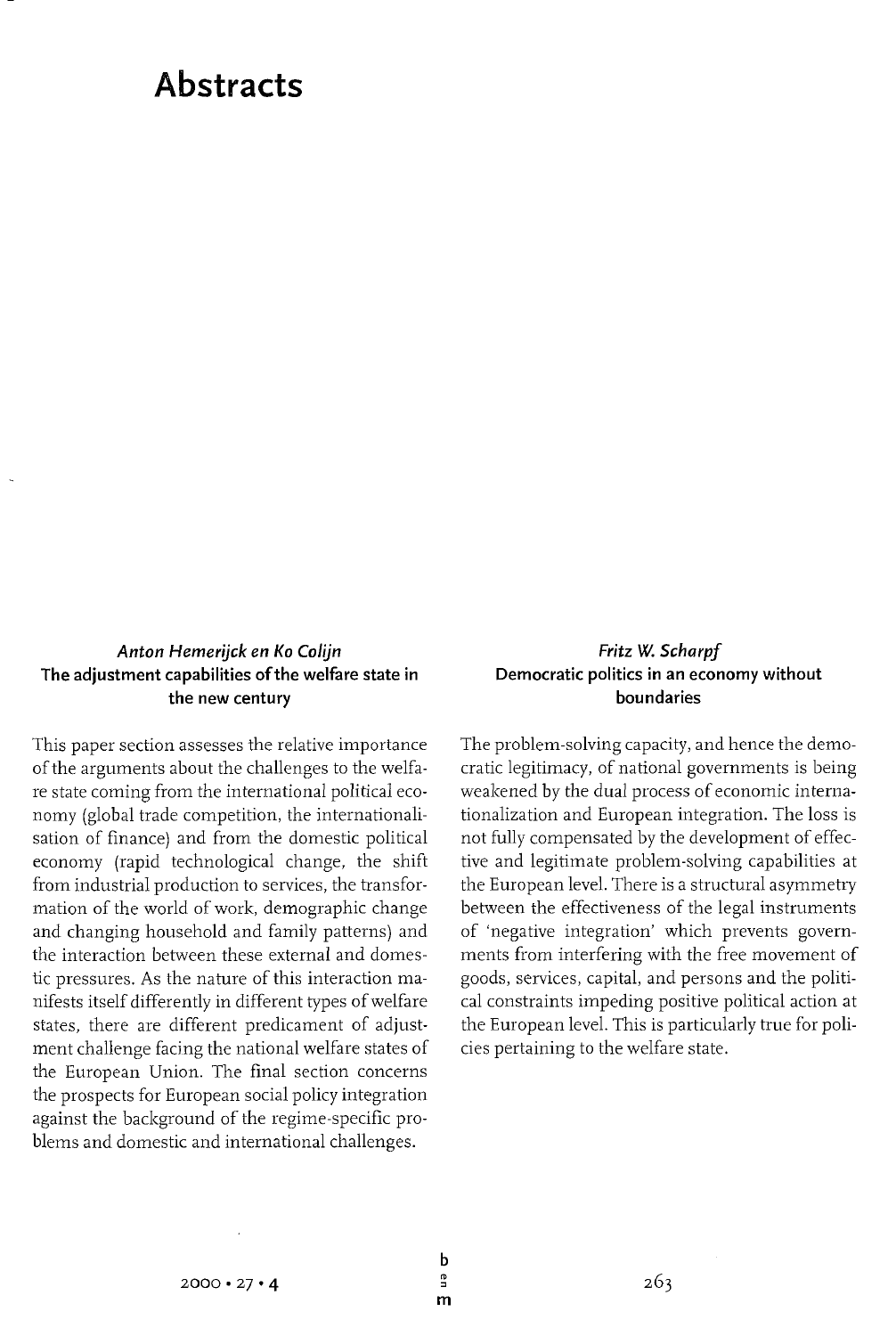# Abstracts

### *Anton Hemerijck en Ko Colijn*
### The adjustment capabilities of the welfare state in the new century

This paper section assesses the relative importance of the arguments about the challenges to the welfare state coming from the international political economy (global trade competition, the internationalisation of finance) and from the domestic political economy (rapid technological change, the shift from industrial production to services, the transformation of the world of work, demographic change and changing household and family patterns) and the interaction between these external and domestic pressures. As the nature of this interaction manifests itself differently in different types of welfare states, there are different predicament of adjustment challenge facing the national welfare states of the European Union. The final section concerns the prospects for European social policy integration against the background of the regime-specific problems and domestic and international challenges.

### *Fritz W. Scharpf*
### Democratic politics in an economy without boundaries

The problem-solving capacity, and hence the democratic legitimacy, of national governments is being weakened by the dual process of economic internationalization and European integration. The loss is not fully compensated by the development of effective and legitimate problem-solving capabilities at the European level. There is a structural asymmetry between the effectiveness of the legal instruments of 'negative integration' which prevents governments from interfering with the free movement of goods, services, capital, and persons and the political constraints impeding positive political action at the European level. This is particularly true for policies pertaining to the welfare state.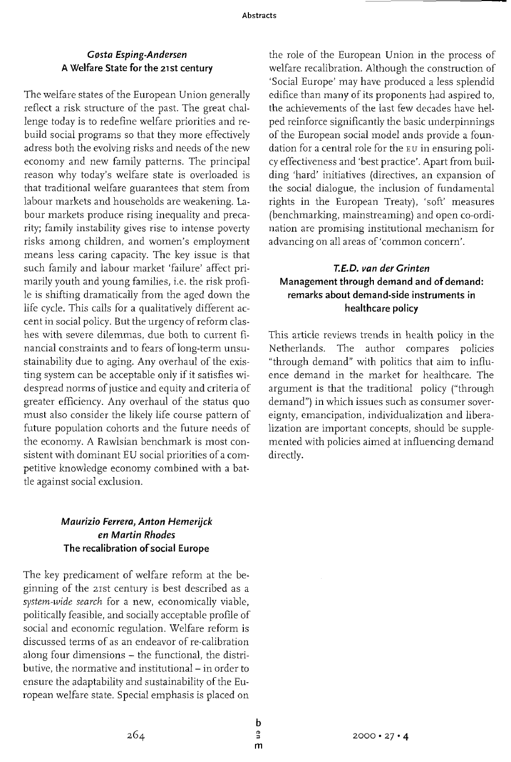## *Gøsta Esping-Andersen*
## A Welfare State for the 21st century

The welfare states of the European Union generally reflect a risk structure of the past. The great challenge today is to redefine welfare priorities and rebuild social programs so that they more effectively adress both the evolving risks and needs of the new economy and new family patterns. The principal reason why today's welfare state is overloaded is that traditional welfare guarantees that stem from labour markets and households are weakening. Labour markets produce rising inequality and precarity; family instability gives rise to intense poverty risks among children, and women's employment means less caring capacity. The key issue is that such family and labour market 'failure' affect primarily youth and young families, i.e. the risk profile is shifting dramatically from the aged down the life cycle. This calls for a qualitatively different accent in social policy. But the urgency of reform clashes with severe dilemmas, due both to current financial constraints and to fears of long-term unsustainability due to aging. Any overhaul of the existing system can be acceptable only if it satisfies widespread norms of justice and equity and criteria of greater efficiency. Any overhaul of the status quo must also consider the likely life course pattern of future population cohorts and the future needs of the economy. A Rawlsian benchmark is most consistent with dominant EU social priorities of a competitive knowledge economy combined with a battle against social exclusion.

## *Maurizio Ferrera, Anton Hemerijck en Martin Rhodes*
## The recalibration of social Europe

The key predicament of welfare reform at the beginning of the 21st century is best described as a *system-wide search* for a new, economically viable, politically feasible, and socially acceptable profile of social and economic regulation. Welfare reform is discussed terms of as an endeavor of re-calibration along four dimensions – the functional, the distributive, the normative and institutional – in order to ensure the adaptability and sustainability of the European welfare state. Special emphasis is placed on the role of the European Union in the process of welfare recalibration. Although the construction of 'Social Europe' may have produced a less splendid edifice than many of its proponents had aspired to, the achievements of the last few decades have helped reinforce significantly the basic underpinnings of the European social model ands provide a foundation for a central role for the EU in ensuring policy effectiveness and 'best practice'. Apart from building 'hard' initiatives (directives, an expansion of the social dialogue, the inclusion of fundamental rights in the European Treaty), 'soft' measures (benchmarking, mainstreaming) and open co-ordination are promising institutional mechanism for advancing on all areas of 'common concern'.

## *T.E.D. van der Grinten*
## Management through demand and of demand: remarks about demand-side instruments in healthcare policy

This article reviews trends in health policy in the Netherlands. The author compares policies "through demand" with politics that aim to influence demand in the market for healthcare. The argument is that the traditional policy ("through demand") in which issues such as consumer sovereignty, emancipation, individualization and liberalization are important concepts, should be supplemented with policies aimed at influencing demand directly.